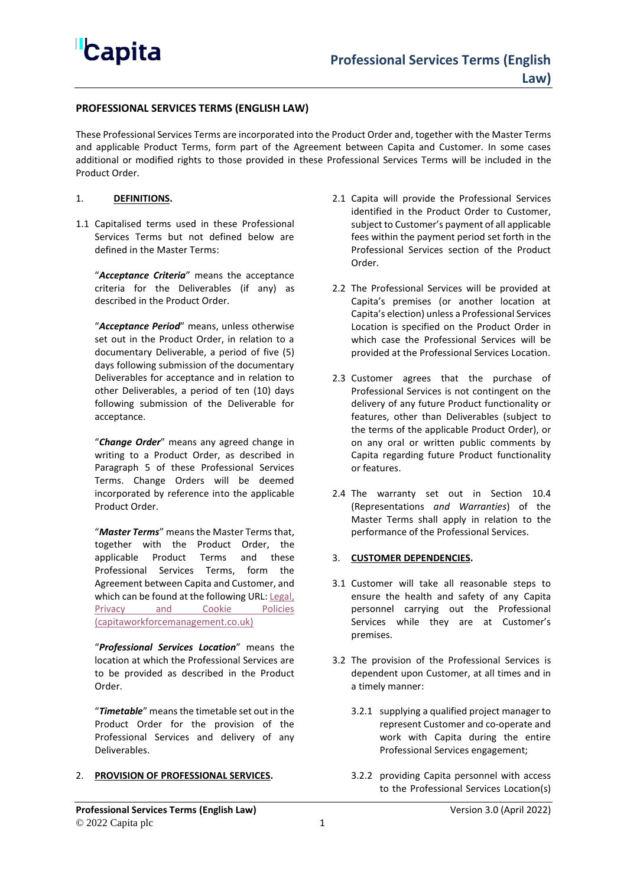# PROFESSIONAL SERVICES TERMS (ENGLISH LAW)

These Professional Services Terms are incorporated into the Product Order and, together with the Master Terms and applicable Product Terms, form part of the Agreement between Capita and Customer. In some cases additional or modified rights to those provided in these Professional Services Terms will be included in the Product Order.

## 1. DEFINITIONS.

1.1 Capitalised terms used in these Professional Services Terms but not defined below are defined in the Master Terms:

"***Acceptance Criteria***" means the acceptance criteria for the Deliverables (if any) as described in the Product Order.

"***Acceptance Period***" means, unless otherwise set out in the Product Order, in relation to a documentary Deliverable, a period of five (5) days following submission of the documentary Deliverables for acceptance and in relation to other Deliverables, a period of ten (10) days following submission of the Deliverable for acceptance.

"***Change Order***" means any agreed change in writing to a Product Order, as described in Paragraph 5 of these Professional Services Terms. Change Orders will be deemed incorporated by reference into the applicable Product Order.

"***Master Terms***" means the Master Terms that, together with the Product Order, the applicable Product Terms and these Professional Services Terms, form the Agreement between Capita and Customer, and which can be found at the following URL: [Legal, Privacy and Cookie Policies (capitaworkforcemanagement.co.uk)](capitaworkforcemanagement.co.uk)

"***Professional Services Location***" means the location at which the Professional Services are to be provided as described in the Product Order.

"***Timetable***" means the timetable set out in the Product Order for the provision of the Professional Services and delivery of any Deliverables.

## 2. PROVISION OF PROFESSIONAL SERVICES.

2.1 Capita will provide the Professional Services identified in the Product Order to Customer, subject to Customer's payment of all applicable fees within the payment period set forth in the Professional Services section of the Product Order.

2.2 The Professional Services will be provided at Capita's premises (or another location at Capita's election) unless a Professional Services Location is specified on the Product Order in which case the Professional Services will be provided at the Professional Services Location.

2.3 Customer agrees that the purchase of Professional Services is not contingent on the delivery of any future Product functionality or features, other than Deliverables (subject to the terms of the applicable Product Order), or on any oral or written public comments by Capita regarding future Product functionality or features.

2.4 The warranty set out in Section 10.4 (Representations *and Warranties*) of the Master Terms shall apply in relation to the performance of the Professional Services.

## 3. CUSTOMER DEPENDENCIES.

3.1 Customer will take all reasonable steps to ensure the health and safety of any Capita personnel carrying out the Professional Services while they are at Customer's premises.

3.2 The provision of the Professional Services is dependent upon Customer, at all times and in a timely manner:

3.2.1 supplying a qualified project manager to represent Customer and co-operate and work with Capita during the entire Professional Services engagement;

3.2.2 providing Capita personnel with access to the Professional Services Location(s)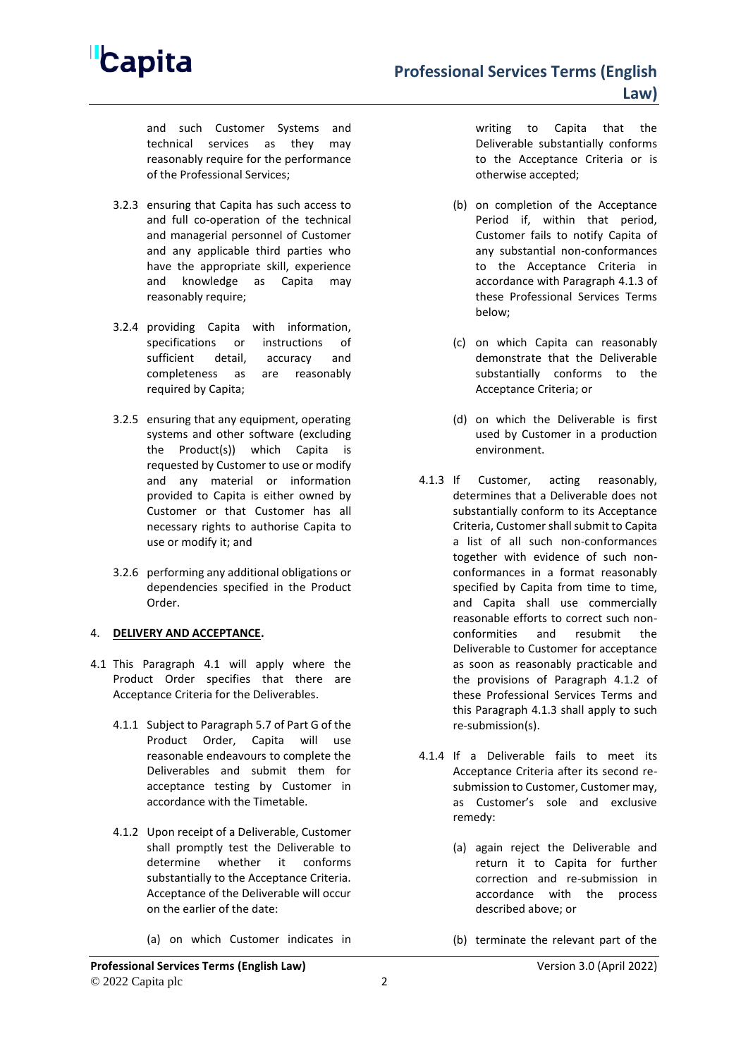and such Customer Systems and technical services as they may reasonably require for the performance of the Professional Services;

3.2.3 ensuring that Capita has such access to and full co-operation of the technical and managerial personnel of Customer and any applicable third parties who have the appropriate skill, experience and knowledge as Capita may reasonably require;

3.2.4 providing Capita with information, specifications or instructions of sufficient detail, accuracy and completeness as are reasonably required by Capita;

3.2.5 ensuring that any equipment, operating systems and other software (excluding the Product(s)) which Capita is requested by Customer to use or modify and any material or information provided to Capita is either owned by Customer or that Customer has all necessary rights to authorise Capita to use or modify it; and

3.2.6 performing any additional obligations or dependencies specified in the Product Order.

4. **DELIVERY AND ACCEPTANCE.**

4.1 This Paragraph 4.1 will apply where the Product Order specifies that there are Acceptance Criteria for the Deliverables.

4.1.1 Subject to Paragraph 5.7 of Part G of the Product Order, Capita will use reasonable endeavours to complete the Deliverables and submit them for acceptance testing by Customer in accordance with the Timetable.

4.1.2 Upon receipt of a Deliverable, Customer shall promptly test the Deliverable to determine whether it conforms substantially to the Acceptance Criteria. Acceptance of the Deliverable will occur on the earlier of the date:

(a) on which Customer indicates in writing to Capita that the Deliverable substantially conforms to the Acceptance Criteria or is otherwise accepted;

(b) on completion of the Acceptance Period if, within that period, Customer fails to notify Capita of any substantial non-conformances to the Acceptance Criteria in accordance with Paragraph 4.1.3 of these Professional Services Terms below;

(c) on which Capita can reasonably demonstrate that the Deliverable substantially conforms to the Acceptance Criteria; or

(d) on which the Deliverable is first used by Customer in a production environment.

4.1.3 If Customer, acting reasonably, determines that a Deliverable does not substantially conform to its Acceptance Criteria, Customer shall submit to Capita a list of all such non-conformances together with evidence of such non-conformances in a format reasonably specified by Capita from time to time, and Capita shall use commercially reasonable efforts to correct such non-conformities and resubmit the Deliverable to Customer for acceptance as soon as reasonably practicable and the provisions of Paragraph 4.1.2 of these Professional Services Terms and this Paragraph 4.1.3 shall apply to such re-submission(s).

4.1.4 If a Deliverable fails to meet its Acceptance Criteria after its second re-submission to Customer, Customer may, as Customer's sole and exclusive remedy:

(a) again reject the Deliverable and return it to Capita for further correction and re-submission in accordance with the process described above; or

(b) terminate the relevant part of the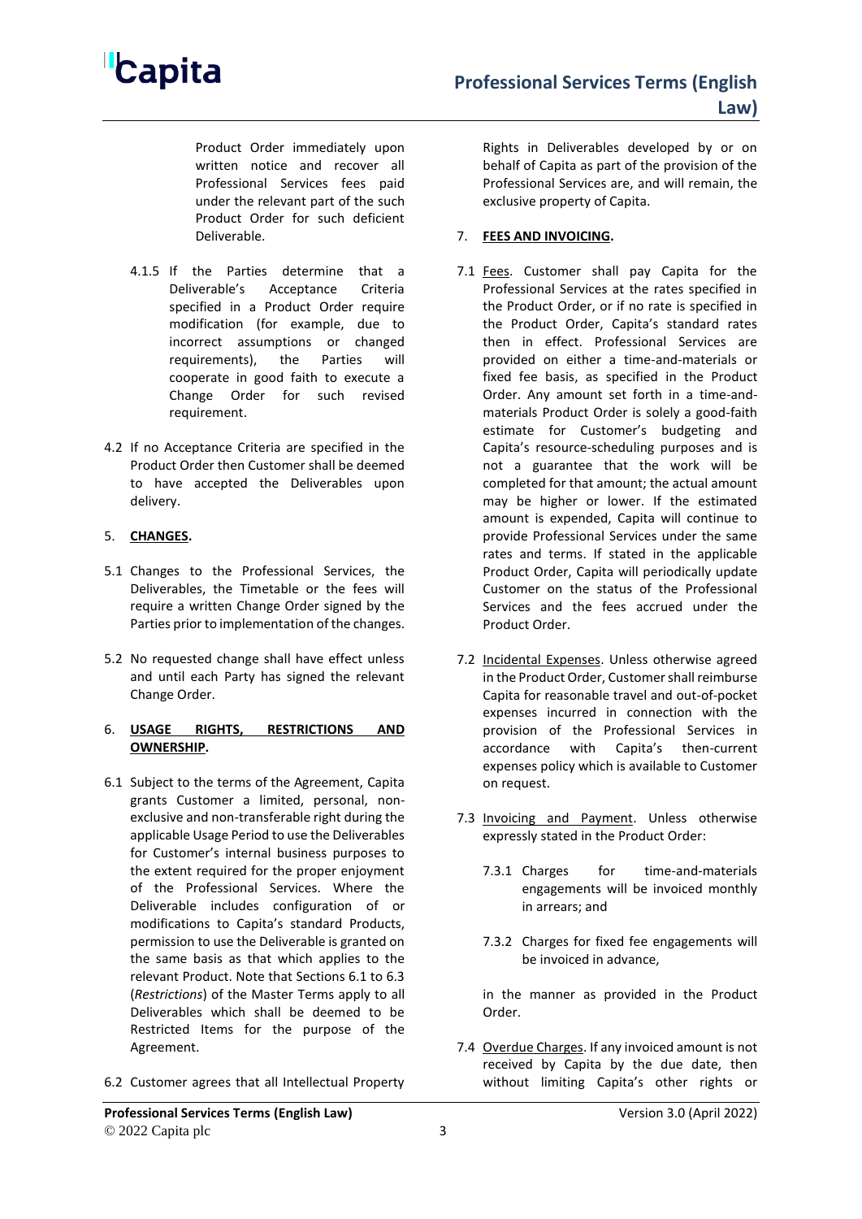Product Order immediately upon written notice and recover all Professional Services fees paid under the relevant part of the such Product Order for such deficient Deliverable.

4.1.5 If the Parties determine that a Deliverable's Acceptance Criteria specified in a Product Order require modification (for example, due to incorrect assumptions or changed requirements), the Parties will cooperate in good faith to execute a Change Order for such revised requirement.

4.2 If no Acceptance Criteria are specified in the Product Order then Customer shall be deemed to have accepted the Deliverables upon delivery.

## 5. <u>CHANGES</u>.

5.1 Changes to the Professional Services, the Deliverables, the Timetable or the fees will require a written Change Order signed by the Parties prior to implementation of the changes.

5.2 No requested change shall have effect unless and until each Party has signed the relevant Change Order.

## 6. <u>USAGE RIGHTS, RESTRICTIONS AND OWNERSHIP</u>.

6.1 Subject to the terms of the Agreement, Capita grants Customer a limited, personal, non-exclusive and non-transferable right during the applicable Usage Period to use the Deliverables for Customer's internal business purposes to the extent required for the proper enjoyment of the Professional Services. Where the Deliverable includes configuration of or modifications to Capita's standard Products, permission to use the Deliverable is granted on the same basis as that which applies to the relevant Product. Note that Sections 6.1 to 6.3 (*Restrictions*) of the Master Terms apply to all Deliverables which shall be deemed to be Restricted Items for the purpose of the Agreement.

6.2 Customer agrees that all Intellectual Property Rights in Deliverables developed by or on behalf of Capita as part of the provision of the Professional Services are, and will remain, the exclusive property of Capita.

## 7. <u>FEES AND INVOICING</u>.

7.1 <u>Fees</u>. Customer shall pay Capita for the Professional Services at the rates specified in the Product Order, or if no rate is specified in the Product Order, Capita's standard rates then in effect. Professional Services are provided on either a time-and-materials or fixed fee basis, as specified in the Product Order. Any amount set forth in a time-and-materials Product Order is solely a good-faith estimate for Customer's budgeting and Capita's resource-scheduling purposes and is not a guarantee that the work will be completed for that amount; the actual amount may be higher or lower. If the estimated amount is expended, Capita will continue to provide Professional Services under the same rates and terms. If stated in the applicable Product Order, Capita will periodically update Customer on the status of the Professional Services and the fees accrued under the Product Order.

7.2 <u>Incidental Expenses</u>. Unless otherwise agreed in the Product Order, Customer shall reimburse Capita for reasonable travel and out-of-pocket expenses incurred in connection with the provision of the Professional Services in accordance with Capita's then-current expenses policy which is available to Customer on request.

7.3 <u>Invoicing and Payment</u>. Unless otherwise expressly stated in the Product Order:

7.3.1 Charges for time-and-materials engagements will be invoiced monthly in arrears; and

7.3.2 Charges for fixed fee engagements will be invoiced in advance,

in the manner as provided in the Product Order.

7.4 <u>Overdue Charges</u>. If any invoiced amount is not received by Capita by the due date, then without limiting Capita's other rights or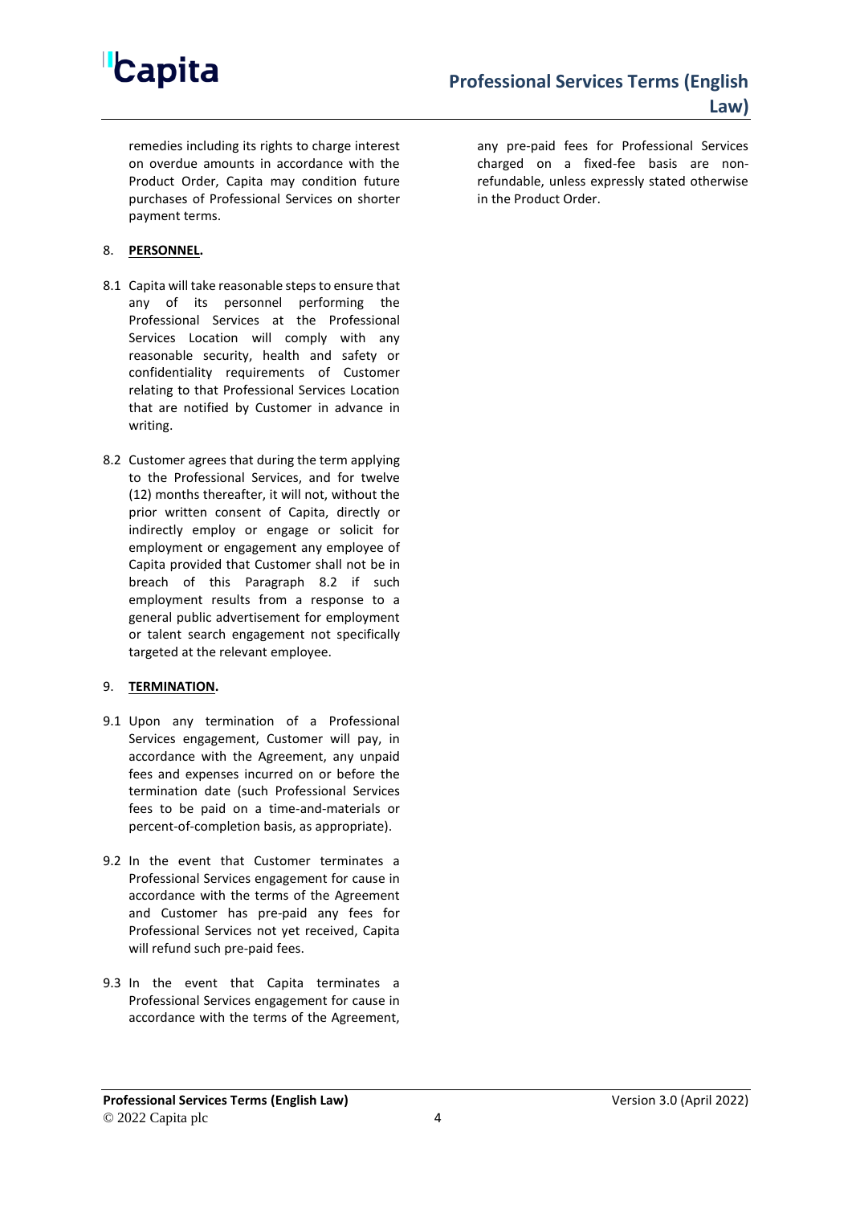remedies including its rights to charge interest on overdue amounts in accordance with the Product Order, Capita may condition future purchases of Professional Services on shorter payment terms.

8. **PERSONNEL.**

8.1 Capita will take reasonable steps to ensure that any of its personnel performing the Professional Services at the Professional Services Location will comply with any reasonable security, health and safety or confidentiality requirements of Customer relating to that Professional Services Location that are notified by Customer in advance in writing.

8.2 Customer agrees that during the term applying to the Professional Services, and for twelve (12) months thereafter, it will not, without the prior written consent of Capita, directly or indirectly employ or engage or solicit for employment or engagement any employee of Capita provided that Customer shall not be in breach of this Paragraph 8.2 if such employment results from a response to a general public advertisement for employment or talent search engagement not specifically targeted at the relevant employee.

9. **TERMINATION.**

9.1 Upon any termination of a Professional Services engagement, Customer will pay, in accordance with the Agreement, any unpaid fees and expenses incurred on or before the termination date (such Professional Services fees to be paid on a time-and-materials or percent-of-completion basis, as appropriate).

9.2 In the event that Customer terminates a Professional Services engagement for cause in accordance with the terms of the Agreement and Customer has pre-paid any fees for Professional Services not yet received, Capita will refund such pre-paid fees.

9.3 In the event that Capita terminates a Professional Services engagement for cause in accordance with the terms of the Agreement, any pre-paid fees for Professional Services charged on a fixed-fee basis are non-refundable, unless expressly stated otherwise in the Product Order.